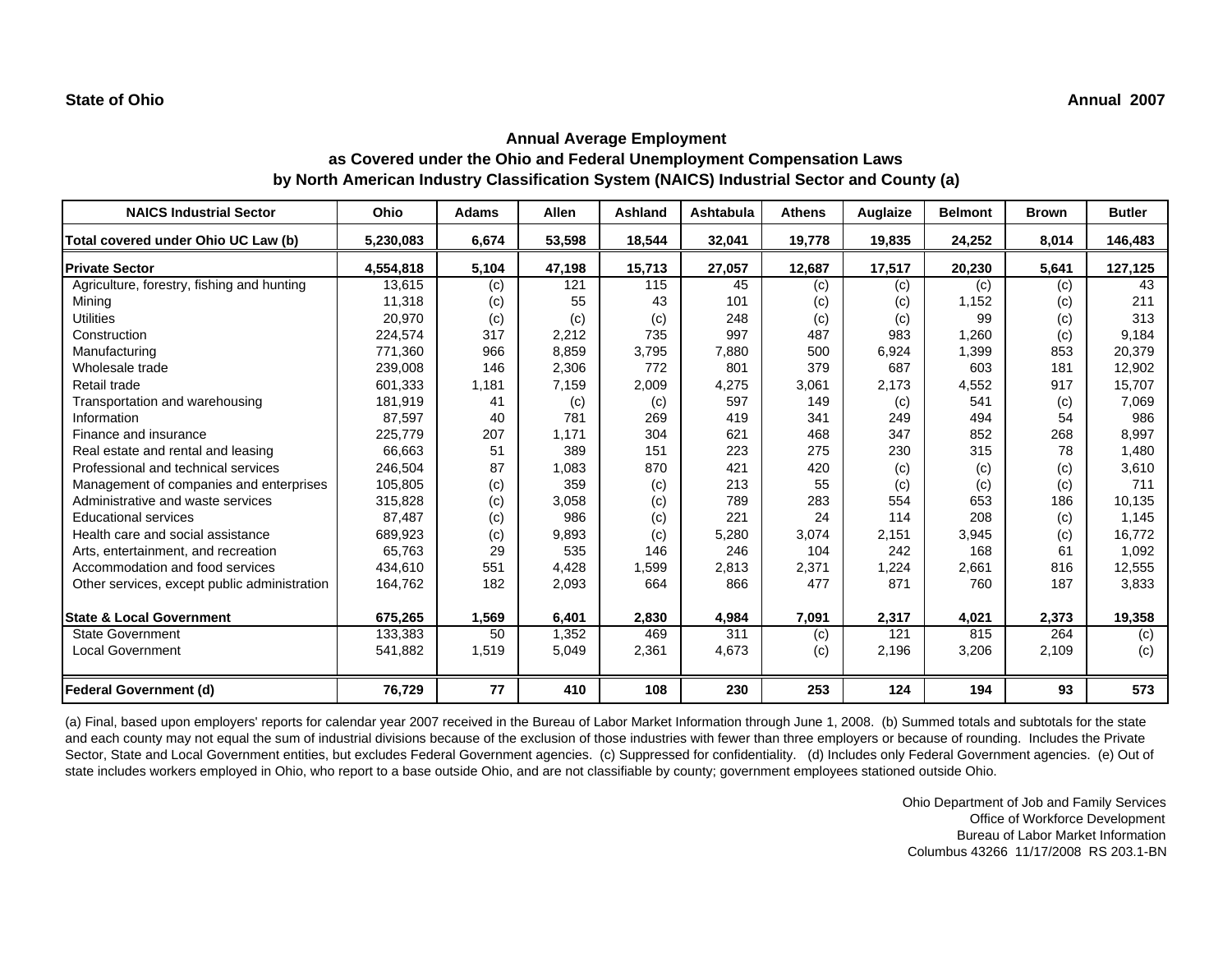**State of Ohio**

**Annual 2007**

## Annual Average Employment
### as Covered under the Ohio and Federal Unemployment Compensation Laws
### by North American Industry Classification System (NAICS) Industrial Sector and County (a)

| NAICS Industrial Sector | Ohio | Adams | Allen | Ashland | Ashtabula | Athens | Auglaize | Belmont | Brown | Butler |
|---|---|---|---|---|---|---|---|---|---|---|
| **Total covered under Ohio UC Law (b)** | **5,230,083** | **6,674** | **53,598** | **18,544** | **32,041** | **19,778** | **19,835** | **24,252** | **8,014** | **146,483** |
| **Private Sector** | **4,554,818** | **5,104** | **47,198** | **15,713** | **27,057** | **12,687** | **17,517** | **20,230** | **5,641** | **127,125** |
| Agriculture, forestry, fishing and hunting | 13,615 | (c) | 121 | 115 | 45 | (c) | (c) | (c) | (c) | 43 |
| Mining | 11,318 | (c) | 55 | 43 | 101 | (c) | (c) | 1,152 | (c) | 211 |
| Utilities | 20,970 | (c) | (c) | (c) | 248 | (c) | (c) | 99 | (c) | 313 |
| Construction | 224,574 | 317 | 2,212 | 735 | 997 | 487 | 983 | 1,260 | (c) | 9,184 |
| Manufacturing | 771,360 | 966 | 8,859 | 3,795 | 7,880 | 500 | 6,924 | 1,399 | 853 | 20,379 |
| Wholesale trade | 239,008 | 146 | 2,306 | 772 | 801 | 379 | 687 | 603 | 181 | 12,902 |
| Retail trade | 601,333 | 1,181 | 7,159 | 2,009 | 4,275 | 3,061 | 2,173 | 4,552 | 917 | 15,707 |
| Transportation and warehousing | 181,919 | 41 | (c) | (c) | 597 | 149 | (c) | 541 | (c) | 7,069 |
| Information | 87,597 | 40 | 781 | 269 | 419 | 341 | 249 | 494 | 54 | 986 |
| Finance and insurance | 225,779 | 207 | 1,171 | 304 | 621 | 468 | 347 | 852 | 268 | 8,997 |
| Real estate and rental and leasing | 66,663 | 51 | 389 | 151 | 223 | 275 | 230 | 315 | 78 | 1,480 |
| Professional and technical services | 246,504 | 87 | 1,083 | 870 | 421 | 420 | (c) | (c) | (c) | 3,610 |
| Management of companies and enterprises | 105,805 | (c) | 359 | (c) | 213 | 55 | (c) | (c) | (c) | 711 |
| Administrative and waste services | 315,828 | (c) | 3,058 | (c) | 789 | 283 | 554 | 653 | 186 | 10,135 |
| Educational services | 87,487 | (c) | 986 | (c) | 221 | 24 | 114 | 208 | (c) | 1,145 |
| Health care and social assistance | 689,923 | (c) | 9,893 | (c) | 5,280 | 3,074 | 2,151 | 3,945 | (c) | 16,772 |
| Arts, entertainment, and recreation | 65,763 | 29 | 535 | 146 | 246 | 104 | 242 | 168 | 61 | 1,092 |
| Accommodation and food services | 434,610 | 551 | 4,428 | 1,599 | 2,813 | 2,371 | 1,224 | 2,661 | 816 | 12,555 |
| Other services, except public administration | 164,762 | 182 | 2,093 | 664 | 866 | 477 | 871 | 760 | 187 | 3,833 |
| **State & Local Government** | **675,265** | **1,569** | **6,401** | **2,830** | **4,984** | **7,091** | **2,317** | **4,021** | **2,373** | **19,358** |
| State Government | 133,383 | 50 | 1,352 | 469 | 311 | (c) | 121 | 815 | 264 | (c) |
| Local Government | 541,882 | 1,519 | 5,049 | 2,361 | 4,673 | (c) | 2,196 | 3,206 | 2,109 | (c) |
| **Federal Government (d)** | **76,729** | **77** | **410** | **108** | **230** | **253** | **124** | **194** | **93** | **573** |

(a) Final, based upon employers' reports for calendar year 2007 received in the Bureau of Labor Market Information through June 1, 2008. (b) Summed totals and subtotals for the state and each county may not equal the sum of industrial divisions because of the exclusion of those industries with fewer than three employers or because of rounding. Includes the Private Sector, State and Local Government entities, but excludes Federal Government agencies. (c) Suppressed for confidentiality. (d) Includes only Federal Government agencies. (e) Out of state includes workers employed in Ohio, who report to a base outside Ohio, and are not classifiable by county; government employees stationed outside Ohio.

Ohio Department of Job and Family Services
Office of Workforce Development
Bureau of Labor Market Information
Columbus 43266 11/17/2008 RS 203.1-BN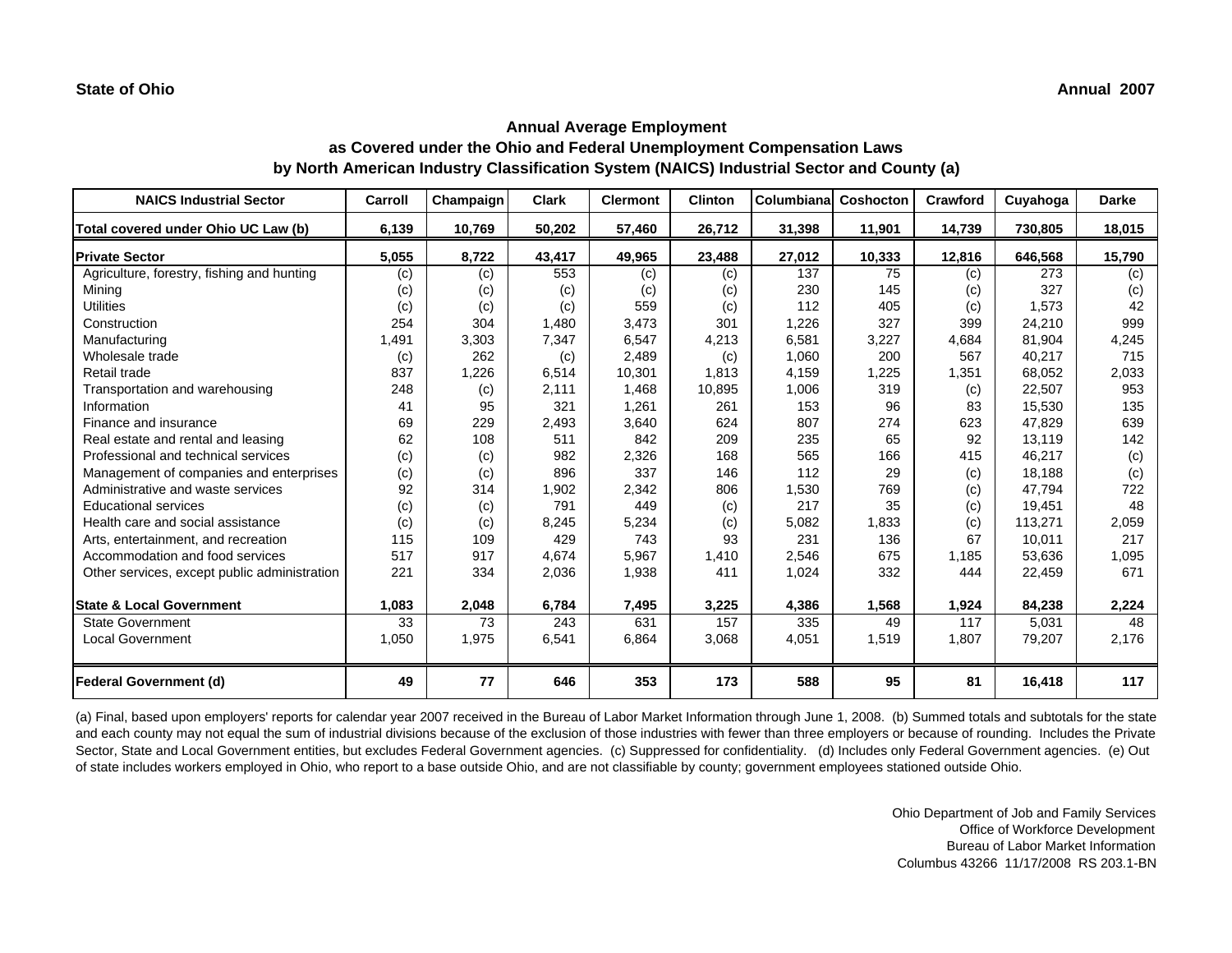**State of Ohio** **Annual 2007**

## Annual Average Employment
## as Covered under the Ohio and Federal Unemployment Compensation Laws
## by North American Industry Classification System (NAICS) Industrial Sector and County (a)

| NAICS Industrial Sector | Carroll | Champaign | Clark | Clermont | Clinton | Columbiana | Coshocton | Crawford | Cuyahoga | Darke |
|---|---|---|---|---|---|---|---|---|---|---|
| **Total covered under Ohio UC Law (b)** | **6,139** | **10,769** | **50,202** | **57,460** | **26,712** | **31,398** | **11,901** | **14,739** | **730,805** | **18,015** |
| **Private Sector** | **5,055** | **8,722** | **43,417** | **49,965** | **23,488** | **27,012** | **10,333** | **12,816** | **646,568** | **15,790** |
| Agriculture, forestry, fishing and hunting | (c) | (c) | 553 | (c) | (c) | 137 | 75 | (c) | 273 | (c) |
| Mining | (c) | (c) | (c) | (c) | (c) | 230 | 145 | (c) | 327 | (c) |
| Utilities | (c) | (c) | (c) | 559 | (c) | 112 | 405 | (c) | 1,573 | 42 |
| Construction | 254 | 304 | 1,480 | 3,473 | 301 | 1,226 | 327 | 399 | 24,210 | 999 |
| Manufacturing | 1,491 | 3,303 | 7,347 | 6,547 | 4,213 | 6,581 | 3,227 | 4,684 | 81,904 | 4,245 |
| Wholesale trade | (c) | 262 | (c) | 2,489 | (c) | 1,060 | 200 | 567 | 40,217 | 715 |
| Retail trade | 837 | 1,226 | 6,514 | 10,301 | 1,813 | 4,159 | 1,225 | 1,351 | 68,052 | 2,033 |
| Transportation and warehousing | 248 | (c) | 2,111 | 1,468 | 10,895 | 1,006 | 319 | (c) | 22,507 | 953 |
| Information | 41 | 95 | 321 | 1,261 | 261 | 153 | 96 | 83 | 15,530 | 135 |
| Finance and insurance | 69 | 229 | 2,493 | 3,640 | 624 | 807 | 274 | 623 | 47,829 | 639 |
| Real estate and rental and leasing | 62 | 108 | 511 | 842 | 209 | 235 | 65 | 92 | 13,119 | 142 |
| Professional and technical services | (c) | (c) | 982 | 2,326 | 168 | 565 | 166 | 415 | 46,217 | (c) |
| Management of companies and enterprises | (c) | (c) | 896 | 337 | 146 | 112 | 29 | (c) | 18,188 | (c) |
| Administrative and waste services | 92 | 314 | 1,902 | 2,342 | 806 | 1,530 | 769 | (c) | 47,794 | 722 |
| Educational services | (c) | (c) | 791 | 449 | (c) | 217 | 35 | (c) | 19,451 | 48 |
| Health care and social assistance | (c) | (c) | 8,245 | 5,234 | (c) | 5,082 | 1,833 | (c) | 113,271 | 2,059 |
| Arts, entertainment, and recreation | 115 | 109 | 429 | 743 | 93 | 231 | 136 | 67 | 10,011 | 217 |
| Accommodation and food services | 517 | 917 | 4,674 | 5,967 | 1,410 | 2,546 | 675 | 1,185 | 53,636 | 1,095 |
| Other services, except public administration | 221 | 334 | 2,036 | 1,938 | 411 | 1,024 | 332 | 444 | 22,459 | 671 |
| **State & Local Government** | **1,083** | **2,048** | **6,784** | **7,495** | **3,225** | **4,386** | **1,568** | **1,924** | **84,238** | **2,224** |
| State Government | 33 | 73 | 243 | 631 | 157 | 335 | 49 | 117 | 5,031 | 48 |
| Local Government | 1,050 | 1,975 | 6,541 | 6,864 | 3,068 | 4,051 | 1,519 | 1,807 | 79,207 | 2,176 |
| **Federal Government (d)** | **49** | **77** | **646** | **353** | **173** | **588** | **95** | **81** | **16,418** | **117** |

(a) Final, based upon employers' reports for calendar year 2007 received in the Bureau of Labor Market Information through June 1, 2008. (b) Summed totals and subtotals for the state and each county may not equal the sum of industrial divisions because of the exclusion of those industries with fewer than three employers or because of rounding. Includes the Private Sector, State and Local Government entities, but excludes Federal Government agencies. (c) Suppressed for confidentiality. (d) Includes only Federal Government agencies. (e) Out of state includes workers employed in Ohio, who report to a base outside Ohio, and are not classifiable by county; government employees stationed outside Ohio.

Ohio Department of Job and Family Services
Office of Workforce Development
Bureau of Labor Market Information
Columbus 43266 11/17/2008 RS 203.1-BN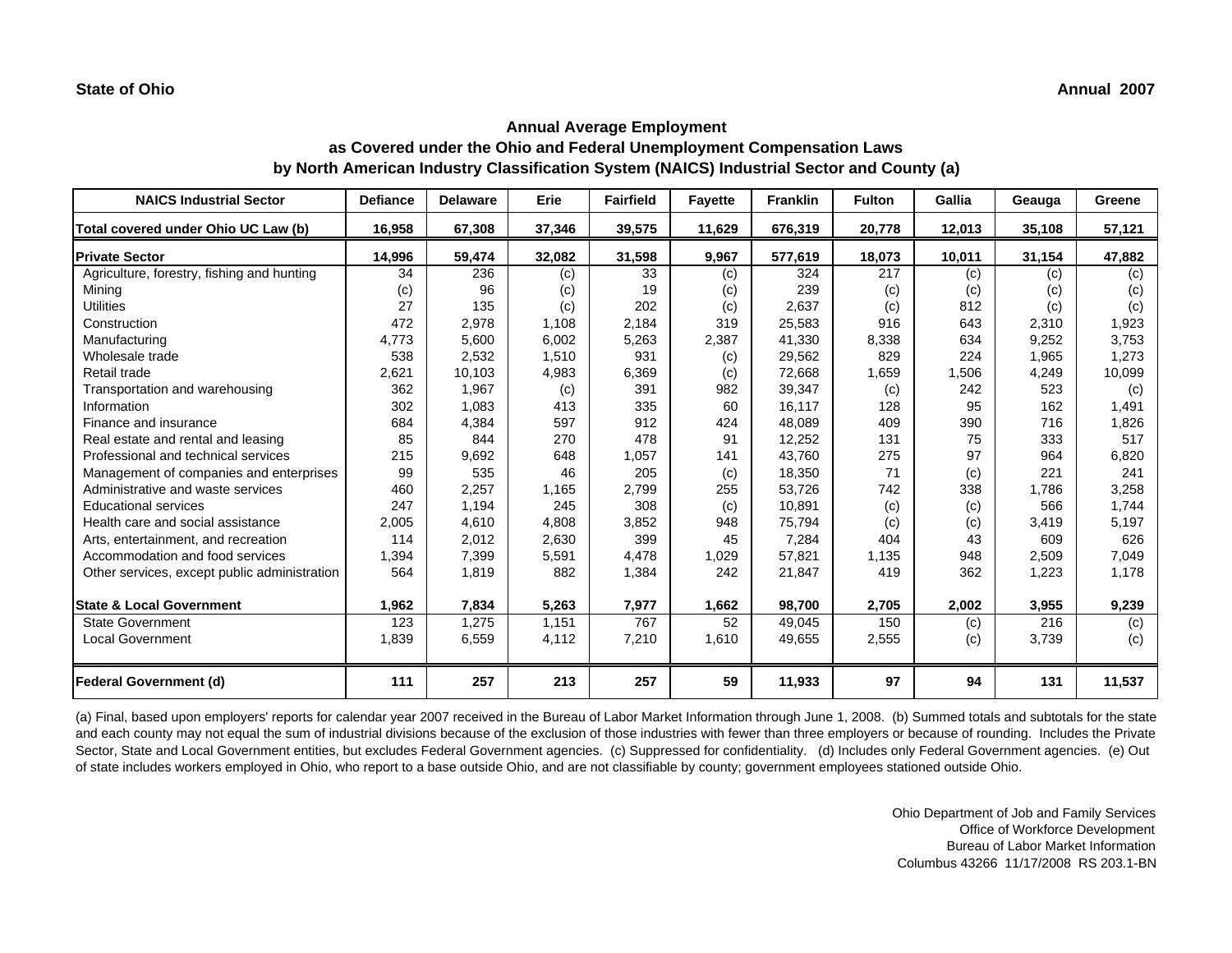State of Ohio

Annual 2007

## Annual Average Employment
## as Covered under the Ohio and Federal Unemployment Compensation Laws
## by North American Industry Classification System (NAICS) Industrial Sector and County (a)

| NAICS Industrial Sector | Defiance | Delaware | Erie | Fairfield | Fayette | Franklin | Fulton | Gallia | Geauga | Greene |
|---|---|---|---|---|---|---|---|---|---|---|
| **Total covered under Ohio UC Law (b)** | **16,958** | **67,308** | **37,346** | **39,575** | **11,629** | **676,319** | **20,778** | **12,013** | **35,108** | **57,121** |
| **Private Sector** | **14,996** | **59,474** | **32,082** | **31,598** | **9,967** | **577,619** | **18,073** | **10,011** | **31,154** | **47,882** |
| Agriculture, forestry, fishing and hunting | 34 | 236 | (c) | 33 | (c) | 324 | 217 | (c) | (c) | (c) |
| Mining | (c) | 96 | (c) | 19 | (c) | 239 | (c) | (c) | (c) | (c) |
| Utilities | 27 | 135 | (c) | 202 | (c) | 2,637 | (c) | 812 | (c) | (c) |
| Construction | 472 | 2,978 | 1,108 | 2,184 | 319 | 25,583 | 916 | 643 | 2,310 | 1,923 |
| Manufacturing | 4,773 | 5,600 | 6,002 | 5,263 | 2,387 | 41,330 | 8,338 | 634 | 9,252 | 3,753 |
| Wholesale trade | 538 | 2,532 | 1,510 | 931 | (c) | 29,562 | 829 | 224 | 1,965 | 1,273 |
| Retail trade | 2,621 | 10,103 | 4,983 | 6,369 | (c) | 72,668 | 1,659 | 1,506 | 4,249 | 10,099 |
| Transportation and warehousing | 362 | 1,967 | (c) | 391 | 982 | 39,347 | (c) | 242 | 523 | (c) |
| Information | 302 | 1,083 | 413 | 335 | 60 | 16,117 | 128 | 95 | 162 | 1,491 |
| Finance and insurance | 684 | 4,384 | 597 | 912 | 424 | 48,089 | 409 | 390 | 716 | 1,826 |
| Real estate and rental and leasing | 85 | 844 | 270 | 478 | 91 | 12,252 | 131 | 75 | 333 | 517 |
| Professional and technical services | 215 | 9,692 | 648 | 1,057 | 141 | 43,760 | 275 | 97 | 964 | 6,820 |
| Management of companies and enterprises | 99 | 535 | 46 | 205 | (c) | 18,350 | 71 | (c) | 221 | 241 |
| Administrative and waste services | 460 | 2,257 | 1,165 | 2,799 | 255 | 53,726 | 742 | 338 | 1,786 | 3,258 |
| Educational services | 247 | 1,194 | 245 | 308 | (c) | 10,891 | (c) | (c) | 566 | 1,744 |
| Health care and social assistance | 2,005 | 4,610 | 4,808 | 3,852 | 948 | 75,794 | (c) | (c) | 3,419 | 5,197 |
| Arts, entertainment, and recreation | 114 | 2,012 | 2,630 | 399 | 45 | 7,284 | 404 | 43 | 609 | 626 |
| Accommodation and food services | 1,394 | 7,399 | 5,591 | 4,478 | 1,029 | 57,821 | 1,135 | 948 | 2,509 | 7,049 |
| Other services, except public administration | 564 | 1,819 | 882 | 1,384 | 242 | 21,847 | 419 | 362 | 1,223 | 1,178 |
| **State & Local Government** | **1,962** | **7,834** | **5,263** | **7,977** | **1,662** | **98,700** | **2,705** | **2,002** | **3,955** | **9,239** |
| State Government | 123 | 1,275 | 1,151 | 767 | 52 | 49,045 | 150 | (c) | 216 | (c) |
| Local Government | 1,839 | 6,559 | 4,112 | 7,210 | 1,610 | 49,655 | 2,555 | (c) | 3,739 | (c) |
| **Federal Government (d)** | **111** | **257** | **213** | **257** | **59** | **11,933** | **97** | **94** | **131** | **11,537** |

(a) Final, based upon employers' reports for calendar year 2007 received in the Bureau of Labor Market Information through June 1, 2008. (b) Summed totals and subtotals for the state and each county may not equal the sum of industrial divisions because of the exclusion of those industries with fewer than three employers or because of rounding. Includes the Private Sector, State and Local Government entities, but excludes Federal Government agencies. (c) Suppressed for confidentiality. (d) Includes only Federal Government agencies. (e) Out of state includes workers employed in Ohio, who report to a base outside Ohio, and are not classifiable by county; government employees stationed outside Ohio.

Ohio Department of Job and Family Services
Office of Workforce Development
Bureau of Labor Market Information
Columbus 43266 11/17/2008 RS 203.1-BN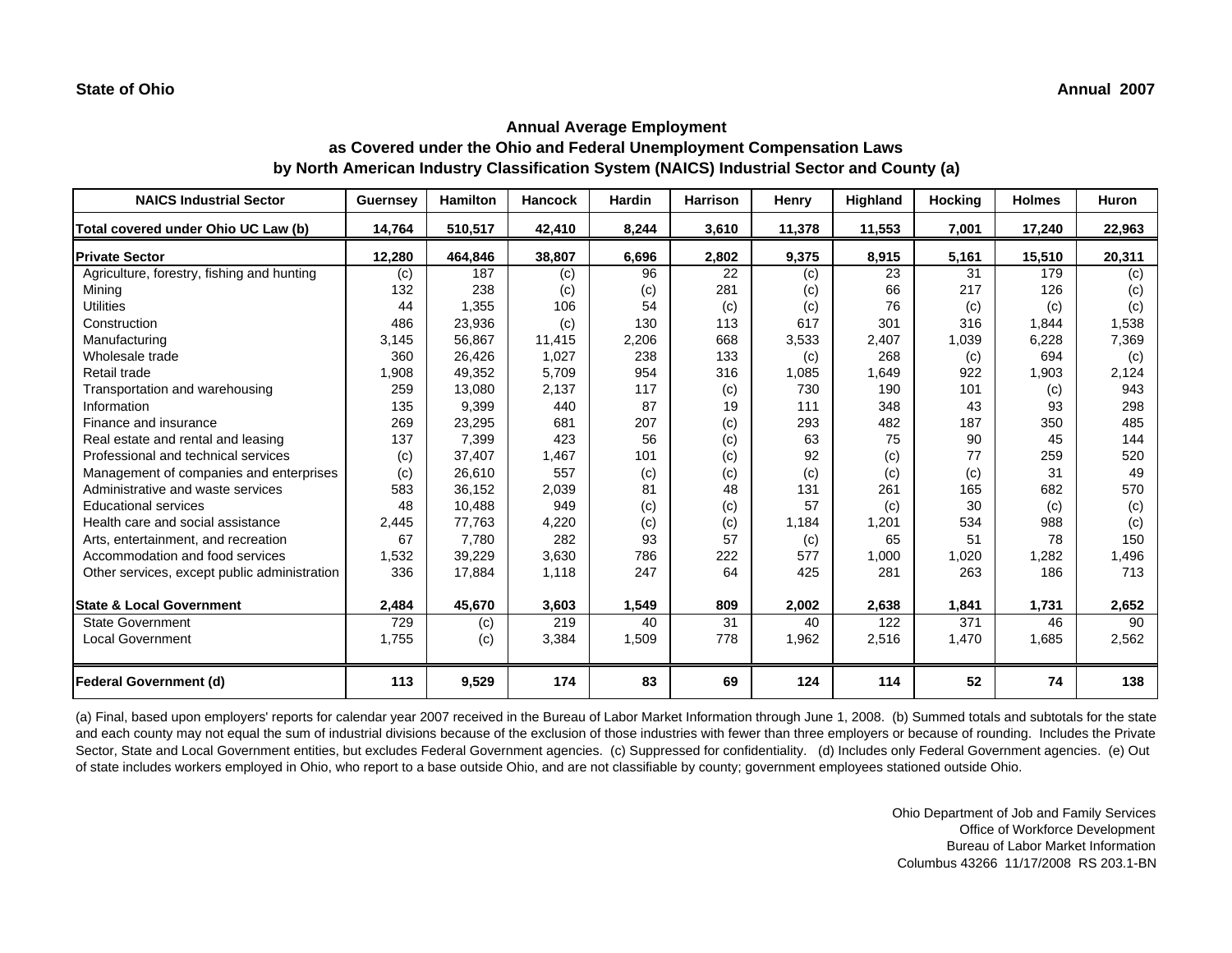State of Ohio

Annual 2007

## Annual Average Employment
## as Covered under the Ohio and Federal Unemployment Compensation Laws
## by North American Industry Classification System (NAICS) Industrial Sector and County (a)

| NAICS Industrial Sector | Guernsey | Hamilton | Hancock | Hardin | Harrison | Henry | Highland | Hocking | Holmes | Huron |
|---|---|---|---|---|---|---|---|---|---|---|
| **Total covered under Ohio UC Law (b)** | **14,764** | **510,517** | **42,410** | **8,244** | **3,610** | **11,378** | **11,553** | **7,001** | **17,240** | **22,963** |
| **Private Sector** | **12,280** | **464,846** | **38,807** | **6,696** | **2,802** | **9,375** | **8,915** | **5,161** | **15,510** | **20,311** |
| Agriculture, forestry, fishing and hunting | (c) | 187 | (c) | 96 | 22 | (c) | 23 | 31 | 179 | (c) |
| Mining | 132 | 238 | (c) | (c) | 281 | (c) | 66 | 217 | 126 | (c) |
| Utilities | 44 | 1,355 | 106 | 54 | (c) | (c) | 76 | (c) | (c) | (c) |
| Construction | 486 | 23,936 | (c) | 130 | 113 | 617 | 301 | 316 | 1,844 | 1,538 |
| Manufacturing | 3,145 | 56,867 | 11,415 | 2,206 | 668 | 3,533 | 2,407 | 1,039 | 6,228 | 7,369 |
| Wholesale trade | 360 | 26,426 | 1,027 | 238 | 133 | (c) | 268 | (c) | 694 | (c) |
| Retail trade | 1,908 | 49,352 | 5,709 | 954 | 316 | 1,085 | 1,649 | 922 | 1,903 | 2,124 |
| Transportation and warehousing | 259 | 13,080 | 2,137 | 117 | (c) | 730 | 190 | 101 | (c) | 943 |
| Information | 135 | 9,399 | 440 | 87 | 19 | 111 | 348 | 43 | 93 | 298 |
| Finance and insurance | 269 | 23,295 | 681 | 207 | (c) | 293 | 482 | 187 | 350 | 485 |
| Real estate and rental and leasing | 137 | 7,399 | 423 | 56 | (c) | 63 | 75 | 90 | 45 | 144 |
| Professional and technical services | (c) | 37,407 | 1,467 | 101 | (c) | 92 | (c) | 77 | 259 | 520 |
| Management of companies and enterprises | (c) | 26,610 | 557 | (c) | (c) | (c) | (c) | (c) | 31 | 49 |
| Administrative and waste services | 583 | 36,152 | 2,039 | 81 | 48 | 131 | 261 | 165 | 682 | 570 |
| Educational services | 48 | 10,488 | 949 | (c) | (c) | 57 | (c) | 30 | (c) | (c) |
| Health care and social assistance | 2,445 | 77,763 | 4,220 | (c) | (c) | 1,184 | 1,201 | 534 | 988 | (c) |
| Arts, entertainment, and recreation | 67 | 7,780 | 282 | 93 | 57 | (c) | 65 | 51 | 78 | 150 |
| Accommodation and food services | 1,532 | 39,229 | 3,630 | 786 | 222 | 577 | 1,000 | 1,020 | 1,282 | 1,496 |
| Other services, except public administration | 336 | 17,884 | 1,118 | 247 | 64 | 425 | 281 | 263 | 186 | 713 |
| **State & Local Government** | **2,484** | **45,670** | **3,603** | **1,549** | **809** | **2,002** | **2,638** | **1,841** | **1,731** | **2,652** |
| State Government | 729 | (c) | 219 | 40 | 31 | 40 | 122 | 371 | 46 | 90 |
| Local Government | 1,755 | (c) | 3,384 | 1,509 | 778 | 1,962 | 2,516 | 1,470 | 1,685 | 2,562 |
| **Federal Government (d)** | **113** | **9,529** | **174** | **83** | **69** | **124** | **114** | **52** | **74** | **138** |

(a) Final, based upon employers' reports for calendar year 2007 received in the Bureau of Labor Market Information through June 1, 2008. (b) Summed totals and subtotals for the state and each county may not equal the sum of industrial divisions because of the exclusion of those industries with fewer than three employers or because of rounding. Includes the Private Sector, State and Local Government entities, but excludes Federal Government agencies. (c) Suppressed for confidentiality. (d) Includes only Federal Government agencies. (e) Out of state includes workers employed in Ohio, who report to a base outside Ohio, and are not classifiable by county; government employees stationed outside Ohio.

Ohio Department of Job and Family Services
Office of Workforce Development
Bureau of Labor Market Information
Columbus 43266 11/17/2008 RS 203.1-BN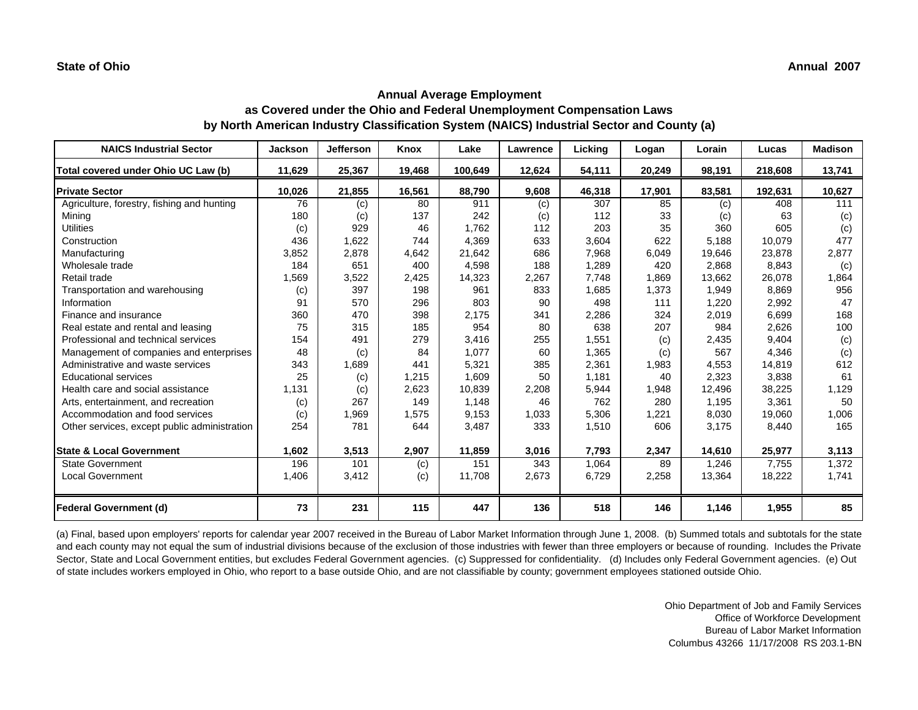State of Ohio

Annual 2007

## Annual Average Employment
## as Covered under the Ohio and Federal Unemployment Compensation Laws
## by North American Industry Classification System (NAICS) Industrial Sector and County (a)

| NAICS Industrial Sector | Jackson | Jefferson | Knox | Lake | Lawrence | Licking | Logan | Lorain | Lucas | Madison |
|---|---|---|---|---|---|---|---|---|---|---|
| **Total covered under Ohio UC Law (b)** | **11,629** | **25,367** | **19,468** | **100,649** | **12,624** | **54,111** | **20,249** | **98,191** | **218,608** | **13,741** |
| **Private Sector** | **10,026** | **21,855** | **16,561** | **88,790** | **9,608** | **46,318** | **17,901** | **83,581** | **192,631** | **10,627** |
| Agriculture, forestry, fishing and hunting | 76 | (c) | 80 | 911 | (c) | 307 | 85 | (c) | 408 | 111 |
| Mining | 180 | (c) | 137 | 242 | (c) | 112 | 33 | (c) | 63 | (c) |
| Utilities | (c) | 929 | 46 | 1,762 | 112 | 203 | 35 | 360 | 605 | (c) |
| Construction | 436 | 1,622 | 744 | 4,369 | 633 | 3,604 | 622 | 5,188 | 10,079 | 477 |
| Manufacturing | 3,852 | 2,878 | 4,642 | 21,642 | 686 | 7,968 | 6,049 | 19,646 | 23,878 | 2,877 |
| Wholesale trade | 184 | 651 | 400 | 4,598 | 188 | 1,289 | 420 | 2,868 | 8,843 | (c) |
| Retail trade | 1,569 | 3,522 | 2,425 | 14,323 | 2,267 | 7,748 | 1,869 | 13,662 | 26,078 | 1,864 |
| Transportation and warehousing | (c) | 397 | 198 | 961 | 833 | 1,685 | 1,373 | 1,949 | 8,869 | 956 |
| Information | 91 | 570 | 296 | 803 | 90 | 498 | 111 | 1,220 | 2,992 | 47 |
| Finance and insurance | 360 | 470 | 398 | 2,175 | 341 | 2,286 | 324 | 2,019 | 6,699 | 168 |
| Real estate and rental and leasing | 75 | 315 | 185 | 954 | 80 | 638 | 207 | 984 | 2,626 | 100 |
| Professional and technical services | 154 | 491 | 279 | 3,416 | 255 | 1,551 | (c) | 2,435 | 9,404 | (c) |
| Management of companies and enterprises | 48 | (c) | 84 | 1,077 | 60 | 1,365 | (c) | 567 | 4,346 | (c) |
| Administrative and waste services | 343 | 1,689 | 441 | 5,321 | 385 | 2,361 | 1,983 | 4,553 | 14,819 | 612 |
| Educational services | 25 | (c) | 1,215 | 1,609 | 50 | 1,181 | 40 | 2,323 | 3,838 | 61 |
| Health care and social assistance | 1,131 | (c) | 2,623 | 10,839 | 2,208 | 5,944 | 1,948 | 12,496 | 38,225 | 1,129 |
| Arts, entertainment, and recreation | (c) | 267 | 149 | 1,148 | 46 | 762 | 280 | 1,195 | 3,361 | 50 |
| Accommodation and food services | (c) | 1,969 | 1,575 | 9,153 | 1,033 | 5,306 | 1,221 | 8,030 | 19,060 | 1,006 |
| Other services, except public administration | 254 | 781 | 644 | 3,487 | 333 | 1,510 | 606 | 3,175 | 8,440 | 165 |
| **State & Local Government** | **1,602** | **3,513** | **2,907** | **11,859** | **3,016** | **7,793** | **2,347** | **14,610** | **25,977** | **3,113** |
| State Government | 196 | 101 | (c) | 151 | 343 | 1,064 | 89 | 1,246 | 7,755 | 1,372 |
| Local Government | 1,406 | 3,412 | (c) | 11,708 | 2,673 | 6,729 | 2,258 | 13,364 | 18,222 | 1,741 |
| **Federal Government (d)** | **73** | **231** | **115** | **447** | **136** | **518** | **146** | **1,146** | **1,955** | **85** |

(a) Final, based upon employers' reports for calendar year 2007 received in the Bureau of Labor Market Information through June 1, 2008. (b) Summed totals and subtotals for the state and each county may not equal the sum of industrial divisions because of the exclusion of those industries with fewer than three employers or because of rounding. Includes the Private Sector, State and Local Government entities, but excludes Federal Government agencies. (c) Suppressed for confidentiality. (d) Includes only Federal Government agencies. (e) Out of state includes workers employed in Ohio, who report to a base outside Ohio, and are not classifiable by county; government employees stationed outside Ohio.

Ohio Department of Job and Family Services
Office of Workforce Development
Bureau of Labor Market Information
Columbus 43266 11/17/2008 RS 203.1-BN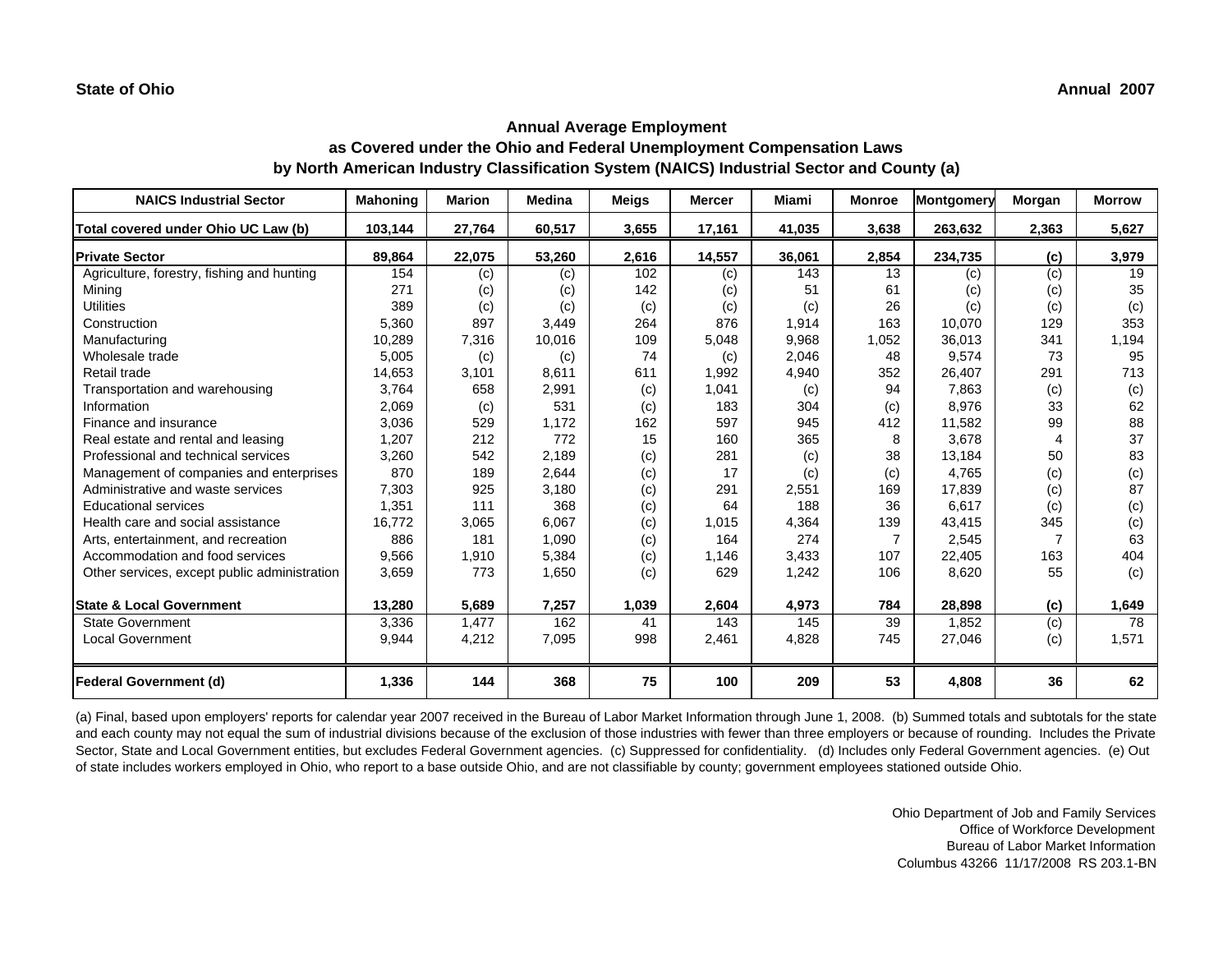**State of Ohio** **Annual 2007**

## Annual Average Employment
## as Covered under the Ohio and Federal Unemployment Compensation Laws
## by North American Industry Classification System (NAICS) Industrial Sector and County (a)

| NAICS Industrial Sector | Mahoning | Marion | Medina | Meigs | Mercer | Miami | Monroe | Montgomery | Morgan | Morrow |
|---|---|---|---|---|---|---|---|---|---|---|
| **Total covered under Ohio UC Law (b)** | **103,144** | **27,764** | **60,517** | **3,655** | **17,161** | **41,035** | **3,638** | **263,632** | **2,363** | **5,627** |
| **Private Sector** | **89,864** | **22,075** | **53,260** | **2,616** | **14,557** | **36,061** | **2,854** | **234,735** | **(c)** | **3,979** |
| Agriculture, forestry, fishing and hunting | 154 | (c) | (c) | 102 | (c) | 143 | 13 | (c) | (c) | 19 |
| Mining | 271 | (c) | (c) | 142 | (c) | 51 | 61 | (c) | (c) | 35 |
| Utilities | 389 | (c) | (c) | (c) | (c) | (c) | 26 | (c) | (c) | (c) |
| Construction | 5,360 | 897 | 3,449 | 264 | 876 | 1,914 | 163 | 10,070 | 129 | 353 |
| Manufacturing | 10,289 | 7,316 | 10,016 | 109 | 5,048 | 9,968 | 1,052 | 36,013 | 341 | 1,194 |
| Wholesale trade | 5,005 | (c) | (c) | 74 | (c) | 2,046 | 48 | 9,574 | 73 | 95 |
| Retail trade | 14,653 | 3,101 | 8,611 | 611 | 1,992 | 4,940 | 352 | 26,407 | 291 | 713 |
| Transportation and warehousing | 3,764 | 658 | 2,991 | (c) | 1,041 | (c) | 94 | 7,863 | (c) | (c) |
| Information | 2,069 | (c) | 531 | (c) | 183 | 304 | (c) | 8,976 | 33 | 62 |
| Finance and insurance | 3,036 | 529 | 1,172 | 162 | 597 | 945 | 412 | 11,582 | 99 | 88 |
| Real estate and rental and leasing | 1,207 | 212 | 772 | 15 | 160 | 365 | 8 | 3,678 | 4 | 37 |
| Professional and technical services | 3,260 | 542 | 2,189 | (c) | 281 | (c) | 38 | 13,184 | 50 | 83 |
| Management of companies and enterprises | 870 | 189 | 2,644 | (c) | 17 | (c) | (c) | 4,765 | (c) | (c) |
| Administrative and waste services | 7,303 | 925 | 3,180 | (c) | 291 | 2,551 | 169 | 17,839 | (c) | 87 |
| Educational services | 1,351 | 111 | 368 | (c) | 64 | 188 | 36 | 6,617 | (c) | (c) |
| Health care and social assistance | 16,772 | 3,065 | 6,067 | (c) | 1,015 | 4,364 | 139 | 43,415 | 345 | (c) |
| Arts, entertainment, and recreation | 886 | 181 | 1,090 | (c) | 164 | 274 | 7 | 2,545 | 7 | 63 |
| Accommodation and food services | 9,566 | 1,910 | 5,384 | (c) | 1,146 | 3,433 | 107 | 22,405 | 163 | 404 |
| Other services, except public administration | 3,659 | 773 | 1,650 | (c) | 629 | 1,242 | 106 | 8,620 | 55 | (c) |
| **State & Local Government** | **13,280** | **5,689** | **7,257** | **1,039** | **2,604** | **4,973** | **784** | **28,898** | **(c)** | **1,649** |
| State Government | 3,336 | 1,477 | 162 | 41 | 143 | 145 | 39 | 1,852 | (c) | 78 |
| Local Government | 9,944 | 4,212 | 7,095 | 998 | 2,461 | 4,828 | 745 | 27,046 | (c) | 1,571 |
| **Federal Government (d)** | **1,336** | **144** | **368** | **75** | **100** | **209** | **53** | **4,808** | **36** | **62** |

(a) Final, based upon employers' reports for calendar year 2007 received in the Bureau of Labor Market Information through June 1, 2008. (b) Summed totals and subtotals for the state and each county may not equal the sum of industrial divisions because of the exclusion of those industries with fewer than three employers or because of rounding. Includes the Private Sector, State and Local Government entities, but excludes Federal Government agencies. (c) Suppressed for confidentiality. (d) Includes only Federal Government agencies. (e) Out of state includes workers employed in Ohio, who report to a base outside Ohio, and are not classifiable by county; government employees stationed outside Ohio.

Ohio Department of Job and Family Services
Office of Workforce Development
Bureau of Labor Market Information
Columbus 43266 11/17/2008 RS 203.1-BN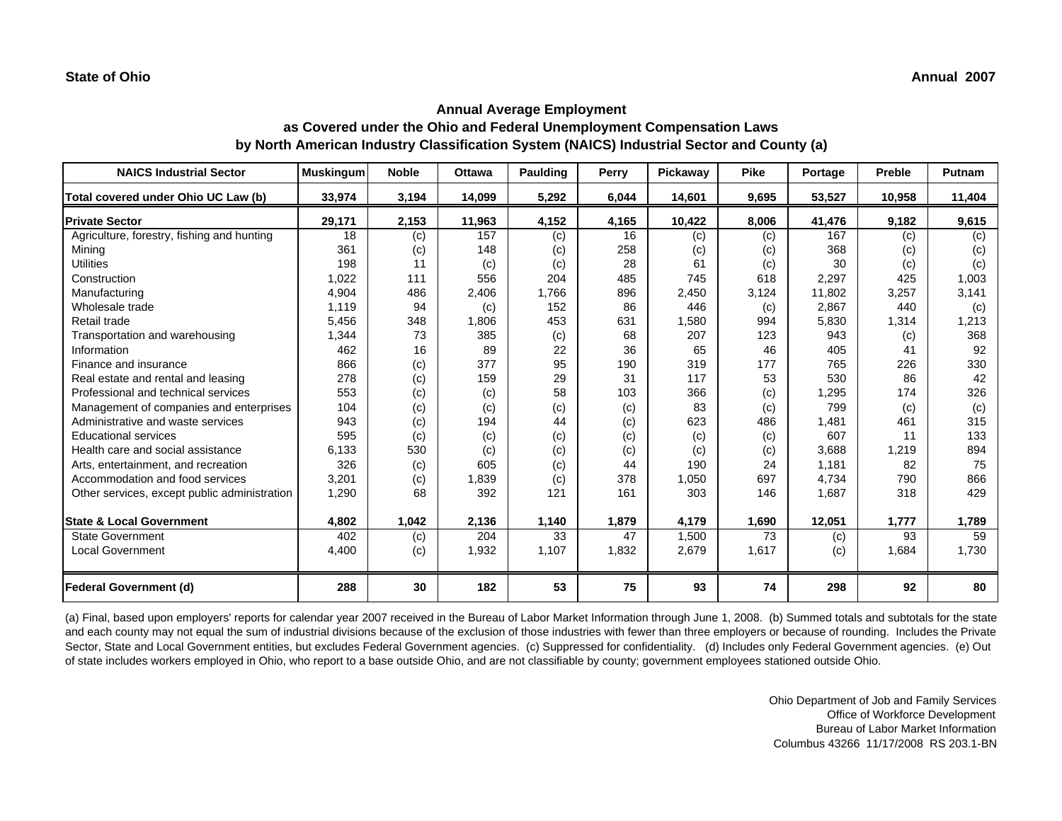State of Ohio

Annual 2007

## Annual Average Employment
## as Covered under the Ohio and Federal Unemployment Compensation Laws
## by North American Industry Classification System (NAICS) Industrial Sector and County (a)

| NAICS Industrial Sector | Muskingum | Noble | Ottawa | Paulding | Perry | Pickaway | Pike | Portage | Preble | Putnam |
|---|---|---|---|---|---|---|---|---|---|---|
| **Total covered under Ohio UC Law (b)** | **33,974** | **3,194** | **14,099** | **5,292** | **6,044** | **14,601** | **9,695** | **53,527** | **10,958** | **11,404** |
| **Private Sector** | **29,171** | **2,153** | **11,963** | **4,152** | **4,165** | **10,422** | **8,006** | **41,476** | **9,182** | **9,615** |
| Agriculture, forestry, fishing and hunting | 18 | (c) | 157 | (c) | 16 | (c) | (c) | 167 | (c) | (c) |
| Mining | 361 | (c) | 148 | (c) | 258 | (c) | (c) | 368 | (c) | (c) |
| Utilities | 198 | 11 | (c) | (c) | 28 | 61 | (c) | 30 | (c) | (c) |
| Construction | 1,022 | 111 | 556 | 204 | 485 | 745 | 618 | 2,297 | 425 | 1,003 |
| Manufacturing | 4,904 | 486 | 2,406 | 1,766 | 896 | 2,450 | 3,124 | 11,802 | 3,257 | 3,141 |
| Wholesale trade | 1,119 | 94 | (c) | 152 | 86 | 446 | (c) | 2,867 | 440 | (c) |
| Retail trade | 5,456 | 348 | 1,806 | 453 | 631 | 1,580 | 994 | 5,830 | 1,314 | 1,213 |
| Transportation and warehousing | 1,344 | 73 | 385 | (c) | 68 | 207 | 123 | 943 | (c) | 368 |
| Information | 462 | 16 | 89 | 22 | 36 | 65 | 46 | 405 | 41 | 92 |
| Finance and insurance | 866 | (c) | 377 | 95 | 190 | 319 | 177 | 765 | 226 | 330 |
| Real estate and rental and leasing | 278 | (c) | 159 | 29 | 31 | 117 | 53 | 530 | 86 | 42 |
| Professional and technical services | 553 | (c) | (c) | 58 | 103 | 366 | (c) | 1,295 | 174 | 326 |
| Management of companies and enterprises | 104 | (c) | (c) | (c) | (c) | 83 | (c) | 799 | (c) | (c) |
| Administrative and waste services | 943 | (c) | 194 | 44 | (c) | 623 | 486 | 1,481 | 461 | 315 |
| Educational services | 595 | (c) | (c) | (c) | (c) | (c) | (c) | 607 | 11 | 133 |
| Health care and social assistance | 6,133 | 530 | (c) | (c) | (c) | (c) | (c) | 3,688 | 1,219 | 894 |
| Arts, entertainment, and recreation | 326 | (c) | 605 | (c) | 44 | 190 | 24 | 1,181 | 82 | 75 |
| Accommodation and food services | 3,201 | (c) | 1,839 | (c) | 378 | 1,050 | 697 | 4,734 | 790 | 866 |
| Other services, except public administration | 1,290 | 68 | 392 | 121 | 161 | 303 | 146 | 1,687 | 318 | 429 |
| **State & Local Government** | **4,802** | **1,042** | **2,136** | **1,140** | **1,879** | **4,179** | **1,690** | **12,051** | **1,777** | **1,789** |
| State Government | 402 | (c) | 204 | 33 | 47 | 1,500 | 73 | (c) | 93 | 59 |
| Local Government | 4,400 | (c) | 1,932 | 1,107 | 1,832 | 2,679 | 1,617 | (c) | 1,684 | 1,730 |
| **Federal Government (d)** | **288** | **30** | **182** | **53** | **75** | **93** | **74** | **298** | **92** | **80** |

(a) Final, based upon employers' reports for calendar year 2007 received in the Bureau of Labor Market Information through June 1, 2008. (b) Summed totals and subtotals for the state and each county may not equal the sum of industrial divisions because of the exclusion of those industries with fewer than three employers or because of rounding. Includes the Private Sector, State and Local Government entities, but excludes Federal Government agencies. (c) Suppressed for confidentiality. (d) Includes only Federal Government agencies. (e) Out of state includes workers employed in Ohio, who report to a base outside Ohio, and are not classifiable by county; government employees stationed outside Ohio.

Ohio Department of Job and Family Services
Office of Workforce Development
Bureau of Labor Market Information
Columbus 43266 11/17/2008 RS 203.1-BN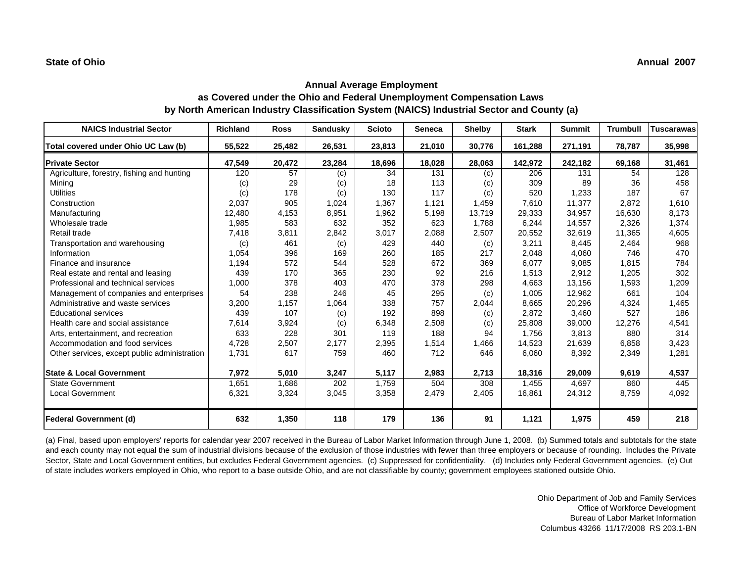State of Ohio

Annual 2007

## Annual Average Employment
## as Covered under the Ohio and Federal Unemployment Compensation Laws
## by North American Industry Classification System (NAICS) Industrial Sector and County (a)

| NAICS Industrial Sector | Richland | Ross | Sandusky | Scioto | Seneca | Shelby | Stark | Summit | Trumbull | Tuscarawas |
|---|---|---|---|---|---|---|---|---|---|---|
| **Total covered under Ohio UC Law (b)** | **55,522** | **25,482** | **26,531** | **23,813** | **21,010** | **30,776** | **161,288** | **271,191** | **78,787** | **35,998** |
| **Private Sector** | **47,549** | **20,472** | **23,284** | **18,696** | **18,028** | **28,063** | **142,972** | **242,182** | **69,168** | **31,461** |
| Agriculture, forestry, fishing and hunting | 120 | 57 | (c) | 34 | 131 | (c) | 206 | 131 | 54 | 128 |
| Mining | (c) | 29 | (c) | 18 | 113 | (c) | 309 | 89 | 36 | 458 |
| Utilities | (c) | 178 | (c) | 130 | 117 | (c) | 520 | 1,233 | 187 | 67 |
| Construction | 2,037 | 905 | 1,024 | 1,367 | 1,121 | 1,459 | 7,610 | 11,377 | 2,872 | 1,610 |
| Manufacturing | 12,480 | 4,153 | 8,951 | 1,962 | 5,198 | 13,719 | 29,333 | 34,957 | 16,630 | 8,173 |
| Wholesale trade | 1,985 | 583 | 632 | 352 | 623 | 1,788 | 6,244 | 14,557 | 2,326 | 1,374 |
| Retail trade | 7,418 | 3,811 | 2,842 | 3,017 | 2,088 | 2,507 | 20,552 | 32,619 | 11,365 | 4,605 |
| Transportation and warehousing | (c) | 461 | (c) | 429 | 440 | (c) | 3,211 | 8,445 | 2,464 | 968 |
| Information | 1,054 | 396 | 169 | 260 | 185 | 217 | 2,048 | 4,060 | 746 | 470 |
| Finance and insurance | 1,194 | 572 | 544 | 528 | 672 | 369 | 6,077 | 9,085 | 1,815 | 784 |
| Real estate and rental and leasing | 439 | 170 | 365 | 230 | 92 | 216 | 1,513 | 2,912 | 1,205 | 302 |
| Professional and technical services | 1,000 | 378 | 403 | 470 | 378 | 298 | 4,663 | 13,156 | 1,593 | 1,209 |
| Management of companies and enterprises | 54 | 238 | 246 | 45 | 295 | (c) | 1,005 | 12,962 | 661 | 104 |
| Administrative and waste services | 3,200 | 1,157 | 1,064 | 338 | 757 | 2,044 | 8,665 | 20,296 | 4,324 | 1,465 |
| Educational services | 439 | 107 | (c) | 192 | 898 | (c) | 2,872 | 3,460 | 527 | 186 |
| Health care and social assistance | 7,614 | 3,924 | (c) | 6,348 | 2,508 | (c) | 25,808 | 39,000 | 12,276 | 4,541 |
| Arts, entertainment, and recreation | 633 | 228 | 301 | 119 | 188 | 94 | 1,756 | 3,813 | 880 | 314 |
| Accommodation and food services | 4,728 | 2,507 | 2,177 | 2,395 | 1,514 | 1,466 | 14,523 | 21,639 | 6,858 | 3,423 |
| Other services, except public administration | 1,731 | 617 | 759 | 460 | 712 | 646 | 6,060 | 8,392 | 2,349 | 1,281 |
| **State & Local Government** | **7,972** | **5,010** | **3,247** | **5,117** | **2,983** | **2,713** | **18,316** | **29,009** | **9,619** | **4,537** |
| State Government | 1,651 | 1,686 | 202 | 1,759 | 504 | 308 | 1,455 | 4,697 | 860 | 445 |
| Local Government | 6,321 | 3,324 | 3,045 | 3,358 | 2,479 | 2,405 | 16,861 | 24,312 | 8,759 | 4,092 |
| **Federal Government (d)** | **632** | **1,350** | **118** | **179** | **136** | **91** | **1,121** | **1,975** | **459** | **218** |

(a) Final, based upon employers' reports for calendar year 2007 received in the Bureau of Labor Market Information through June 1, 2008. (b) Summed totals and subtotals for the state and each county may not equal the sum of industrial divisions because of the exclusion of those industries with fewer than three employers or because of rounding. Includes the Private Sector, State and Local Government entities, but excludes Federal Government agencies. (c) Suppressed for confidentiality. (d) Includes only Federal Government agencies. (e) Out of state includes workers employed in Ohio, who report to a base outside Ohio, and are not classifiable by county; government employees stationed outside Ohio.

Ohio Department of Job and Family Services
Office of Workforce Development
Bureau of Labor Market Information
Columbus 43266 11/17/2008 RS 203.1-BN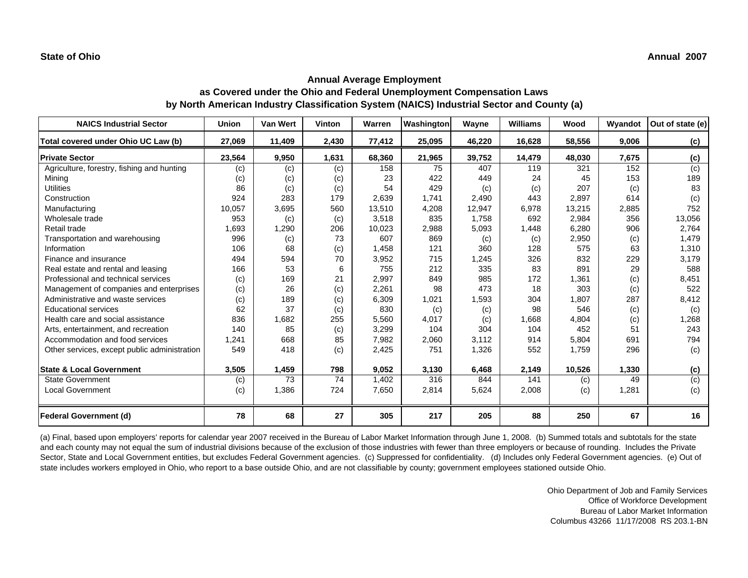**State of Ohio** **Annual 2007**

## Annual Average Employment
## as Covered under the Ohio and Federal Unemployment Compensation Laws
## by North American Industry Classification System (NAICS) Industrial Sector and County (a)

| NAICS Industrial Sector | Union | Van Wert | Vinton | Warren | Washington | Wayne | Williams | Wood | Wyandot | Out of state (e) |
|---|---|---|---|---|---|---|---|---|---|---|
| **Total covered under Ohio UC Law (b)** | **27,069** | **11,409** | **2,430** | **77,412** | **25,095** | **46,220** | **16,628** | **58,556** | **9,006** | **(c)** |
| **Private Sector** | **23,564** | **9,950** | **1,631** | **68,360** | **21,965** | **39,752** | **14,479** | **48,030** | **7,675** | **(c)** |
| Agriculture, forestry, fishing and hunting | (c) | (c) | (c) | 158 | 75 | 407 | 119 | 321 | 152 | (c) |
| Mining | (c) | (c) | (c) | 23 | 422 | 449 | 24 | 45 | 153 | 189 |
| Utilities | 86 | (c) | (c) | 54 | 429 | (c) | (c) | 207 | (c) | 83 |
| Construction | 924 | 283 | 179 | 2,639 | 1,741 | 2,490 | 443 | 2,897 | 614 | (c) |
| Manufacturing | 10,057 | 3,695 | 560 | 13,510 | 4,208 | 12,947 | 6,978 | 13,215 | 2,885 | 752 |
| Wholesale trade | 953 | (c) | (c) | 3,518 | 835 | 1,758 | 692 | 2,984 | 356 | 13,056 |
| Retail trade | 1,693 | 1,290 | 206 | 10,023 | 2,988 | 5,093 | 1,448 | 6,280 | 906 | 2,764 |
| Transportation and warehousing | 996 | (c) | 73 | 607 | 869 | (c) | (c) | 2,950 | (c) | 1,479 |
| Information | 106 | 68 | (c) | 1,458 | 121 | 360 | 128 | 575 | 63 | 1,310 |
| Finance and insurance | 494 | 594 | 70 | 3,952 | 715 | 1,245 | 326 | 832 | 229 | 3,179 |
| Real estate and rental and leasing | 166 | 53 | 6 | 755 | 212 | 335 | 83 | 891 | 29 | 588 |
| Professional and technical services | (c) | 169 | 21 | 2,997 | 849 | 985 | 172 | 1,361 | (c) | 8,451 |
| Management of companies and enterprises | (c) | 26 | (c) | 2,261 | 98 | 473 | 18 | 303 | (c) | 522 |
| Administrative and waste services | (c) | 189 | (c) | 6,309 | 1,021 | 1,593 | 304 | 1,807 | 287 | 8,412 |
| Educational services | 62 | 37 | (c) | 830 | (c) | (c) | 98 | 546 | (c) | (c) |
| Health care and social assistance | 836 | 1,682 | 255 | 5,560 | 4,017 | (c) | 1,668 | 4,804 | (c) | 1,268 |
| Arts, entertainment, and recreation | 140 | 85 | (c) | 3,299 | 104 | 304 | 104 | 452 | 51 | 243 |
| Accommodation and food services | 1,241 | 668 | 85 | 7,982 | 2,060 | 3,112 | 914 | 5,804 | 691 | 794 |
| Other services, except public administration | 549 | 418 | (c) | 2,425 | 751 | 1,326 | 552 | 1,759 | 296 | (c) |
| **State & Local Government** | **3,505** | **1,459** | **798** | **9,052** | **3,130** | **6,468** | **2,149** | **10,526** | **1,330** | **(c)** |
| State Government | (c) | 73 | 74 | 1,402 | 316 | 844 | 141 | (c) | 49 | (c) |
| Local Government | (c) | 1,386 | 724 | 7,650 | 2,814 | 5,624 | 2,008 | (c) | 1,281 | (c) |
| **Federal Government (d)** | **78** | **68** | **27** | **305** | **217** | **205** | **88** | **250** | **67** | **16** |

(a) Final, based upon employers' reports for calendar year 2007 received in the Bureau of Labor Market Information through June 1, 2008. (b) Summed totals and subtotals for the state and each county may not equal the sum of industrial divisions because of the exclusion of those industries with fewer than three employers or because of rounding. Includes the Private Sector, State and Local Government entities, but excludes Federal Government agencies. (c) Suppressed for confidentiality. (d) Includes only Federal Government agencies. (e) Out of state includes workers employed in Ohio, who report to a base outside Ohio, and are not classifiable by county; government employees stationed outside Ohio.

Ohio Department of Job and Family Services
Office of Workforce Development
Bureau of Labor Market Information
Columbus 43266 11/17/2008 RS 203.1-BN